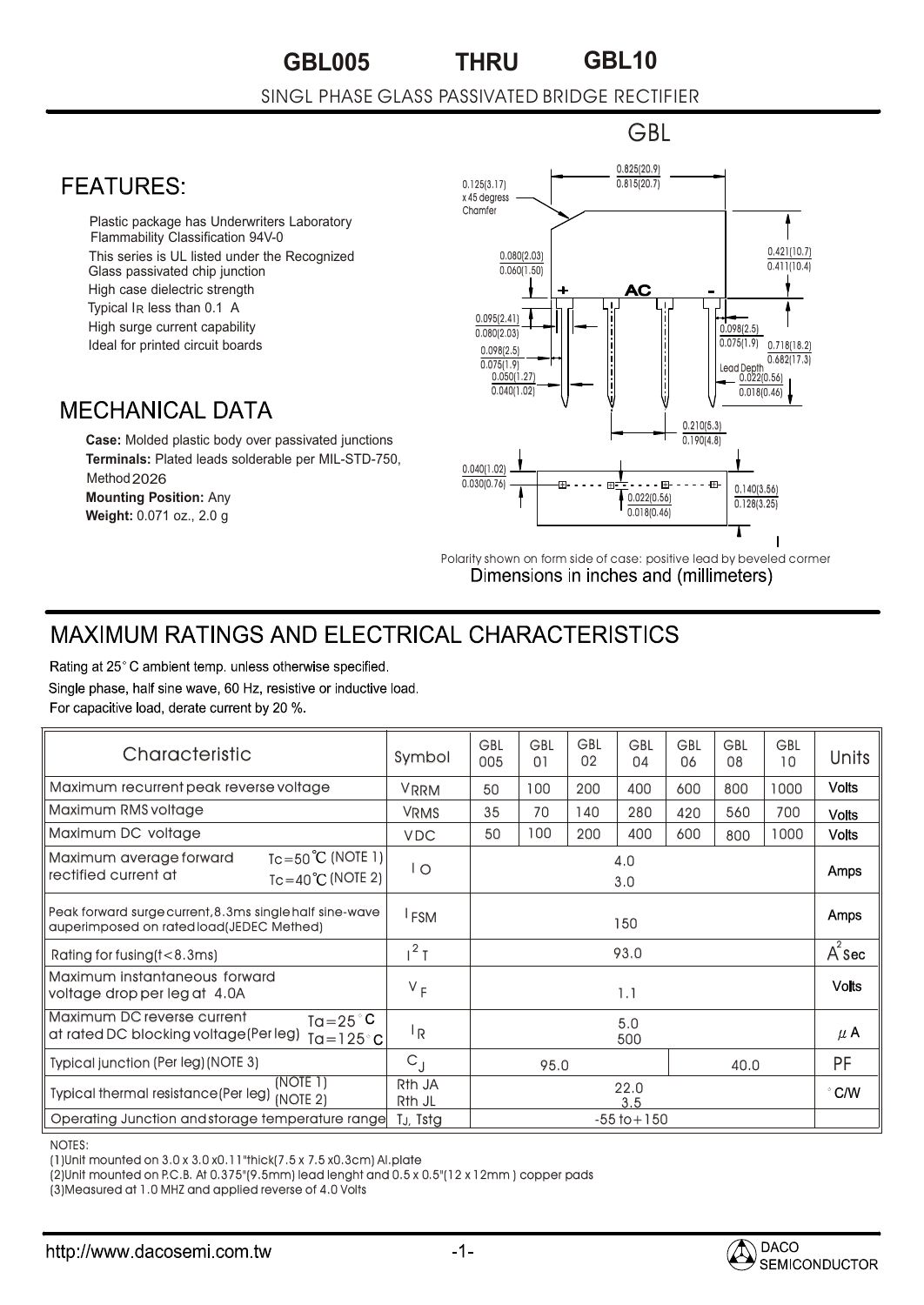# GBL005 THRU GBL10

SINGL PHASE GLASS PASSIVATED BRIDGE RECTIFIER

GBL

## FEATURES:

- Plastic package has Underwriters Laboratory Flammability Classification 94V-0
- This series is UL listed under the Recognized Glass passivated chip junction
- High case dielectric strength
- Typical $I_R$ less than 0.1 A
- High surge current capability
- Ideal for printed circuit boards

## MECHANICAL DATA

**Case:** Molded plastic body over passivated junctions
**Terminals:** Plated leads solderable per MIL-STD-750, Method 2026
**Mounting Position:** Any
**Weight:** 0.071 oz., 2.0 g

0.825(20.9) / 0.815(20.7)
0.125(3.17) x 45 degrees Chamfer
0.421(10.7) / 0.411(10.4)
0.080(2.03) / 0.060(1.50)
+ AC -
0.095(2.41) / 0.080(2.03)
0.098(2.5) / 0.075(1.9)
0.098(2.5) / 0.075(1.9)
0.718(18.2) / 0.682(17.3)
Lead Depth
0.050(1.27) / 0.040(1.02)
0.022(0.56) / 0.018(0.46)
0.210(5.3) / 0.190(4.8)
0.040(1.02) / 0.030(0.76)
0.022(0.56) / 0.018(0.46)
0.140(3.56) / 0.128(3.25)

Polarity shown on form side of case: positive lead by beveled cormer

Dimensions in inches and (millimeters)

## MAXIMUM RATINGS AND ELECTRICAL CHARACTERISTICS

Rating at 25° C ambient temp. unless otherwise specified.
Single phase, half sine wave, 60 Hz, resistive or inductive load.
For capacitive load, derate current by 20 %.

| Characteristic | Symbol | GBL 005 | GBL 01 | GBL 02 | GBL 04 | GBL 06 | GBL 08 | GBL 10 | Units |
|---|---|---|---|---|---|---|---|---|---|
| Maximum recurrent peak reverse voltage | $V_{RRM}$ | 50 | 100 | 200 | 400 | 600 | 800 | 1000 | Volts |
| Maximum RMS voltage | $V_{RMS}$ | 35 | 70 | 140 | 280 | 420 | 560 | 700 | Volts |
| Maximum DC voltage | $V_{DC}$ | 50 | 100 | 200 | 400 | 600 | 800 | 1000 | Volts |
| Maximum average forward rectified current at Tc=50℃ (NOTE 1) / Tc=40℃ (NOTE 2) | $I_O$ | 4.0 / 3.0 | | | | | | | Amps |
| Peak forward surge current, 8.3ms single half sine-wave auperimposed on rated load (JEDEC Methed) | $I_{FSM}$ | 150 | | | | | | | Amps |
| Rating for fusing (t<8.3ms) | $I^2T$ | 93.0 | | | | | | | $A^2$Sec |
| Maximum instantaneous forward voltage drop per leg at 4.0A | $V_F$ | 1.1 | | | | | | | Volts |
| Maximum DC reverse current at rated DC blocking voltage (Per leg) Ta=25°C / Ta=125°C | $I_R$ | 5.0 / 500 | | | | | | | $\mu$A |
| Typical junction (Per leg) (NOTE 3) | $C_J$ | 95.0 | | | | 40.0 | | | PF |
| Typical thermal resistance (Per leg) (NOTE 1) / (NOTE 2) | Rth JA / Rth JL | 22.0 / 3.5 | | | | | | | °C/W |
| Operating Junction and storage temperature range | $T_J$, Tstg | -55 to +150 | | | | | | | |

NOTES:
(1) Unit mounted on 3.0 x 3.0 x0.11"thick(7.5 x 7.5 x0.3cm) Al.plate
(2) Unit mounted on P.C.B. At 0.375"(9.5mm) lead lenght and 0.5 x 0.5"(12 x 12mm ) copper pads
(3) Measured at 1.0 MHZ and applied reverse of 4.0 Volts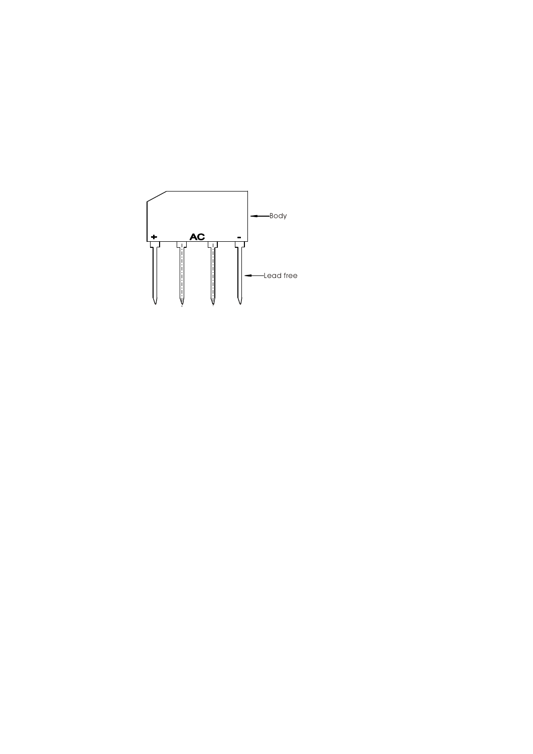\+ AC -

Body

Lead free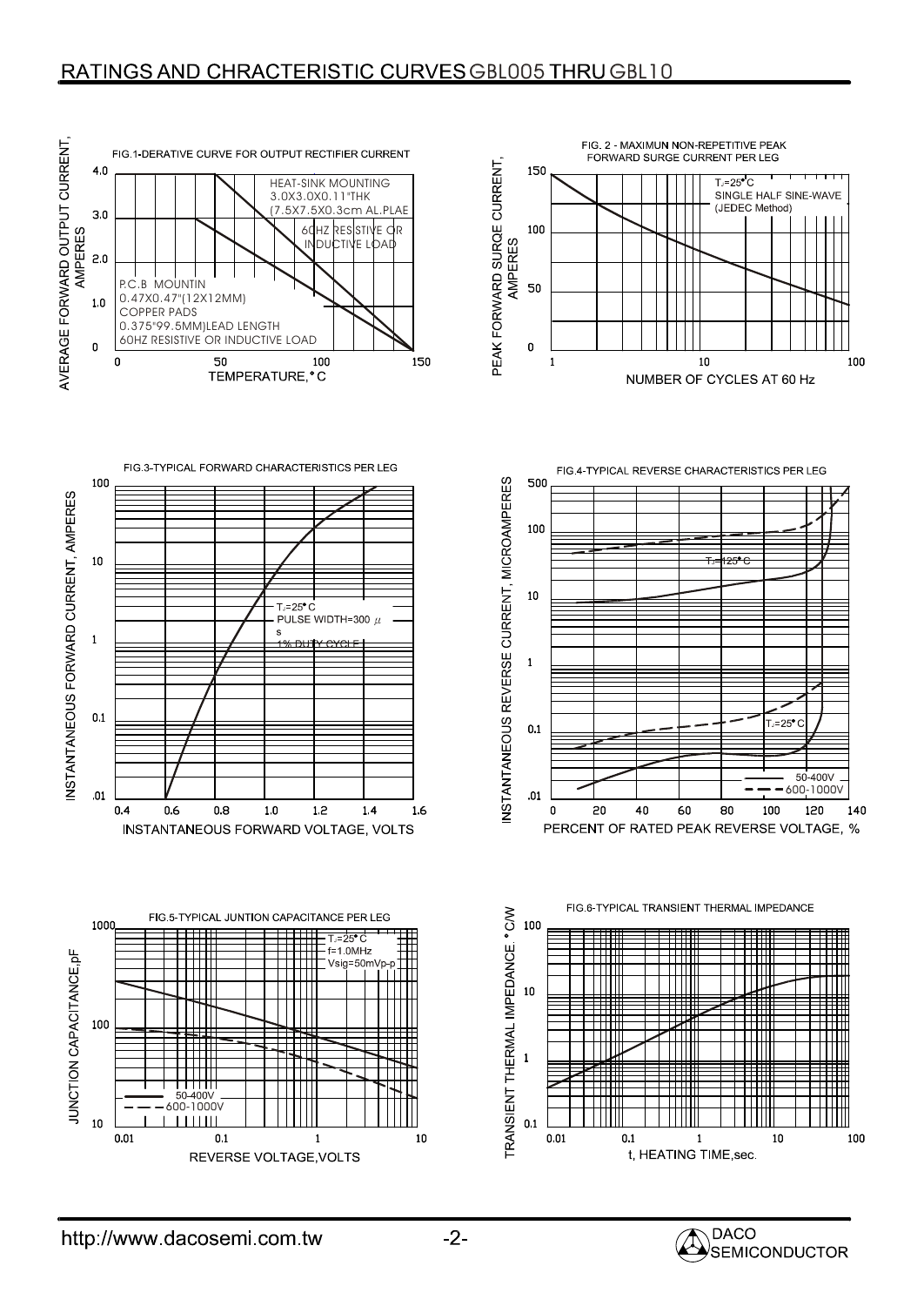# RATINGS AND CHRACTERISTIC CURVES GBL005 THRU GBL10

FIG.1-DERATIVE CURVE FOR OUTPUT RECTIFIER CURRENT

AVERAGE FORWARD OUTPUT CURRENT, AMPERES

4.0
3.0
2.0
1.0
0

0
50
100
150

TEMPERATURE, °C

HEAT-SINK MOUNTING
3.0X3.0X0.11"THK
(7.5X7.5X0.3cm AL.PLAE

60HZ RESISTIVE OR INDUCTIVE LOAD

P.C.B MOUNTIN
0.47X0.47"(12X12MM)
COPPER PADS
0.375"99.5MM)LEAD LENGTH
60HZ RESISTIVE OR INDUCTIVE LOAD

FIG. 2 - MAXIMUN NON-REPETITIVE PEAK FORWARD SURGE CURRENT PER LEG

PEAK FORWARD SURQE CURRENT, AMPERES

150
100
50
0

1
10
100

NUMBER OF CYCLES AT 60 Hz

$T_J$=25°C
SINGLE HALF SINE-WAVE
(JEDEC Method)

FIG.3-TYPICAL FORWARD CHARACTERISTICS PER LEG

INSTANTANEOUS FORWARD CURRENT, AMPERES

100
10
1
0.1
.01

0.4
0.6
0.8
1.0
1.2
1.4
1.6

INSTANTANEOUS FORWARD VOLTAGE, VOLTS

$T_J$=25°C
PULSE WIDTH=300 $\mu$ s
1% DUTY CYCLE

FIG.4-TYPICAL REVERSE CHARACTERISTICS PER LEG

INSTANTANEOUS REVERSE CURRENT, MICROAMPERES

500
100
10
1
0.1
.01

0
20
40
60
80
100
120
140

PERCENT OF RATED PEAK REVERSE VOLTAGE, %

$T_J$=125°C

$T_J$=25°C

50-400V
600-1000V

FIG.5-TYPICAL JUNTION CAPACITANCE PER LEG

JUNCTION CAPACITANCE,pF

1000
100
10

0.01
0.1
1
10

REVERSE VOLTAGE,VOLTS

$T_J$=25°C
f=1.0MHz
Vsig=50mVp-p

50-400V
600-1000V

FIG.6-TYPICAL TRANSIENT THERMAL IMPEDANCE

TRANSIENT THERMAL IMPEDANCE. °C/W

100
10
1
0.1

0.01
0.1
1
10
100

t, HEATING TIME,sec.

http://www.dacosemi.com.tw

DACO SEMICONDUCTOR